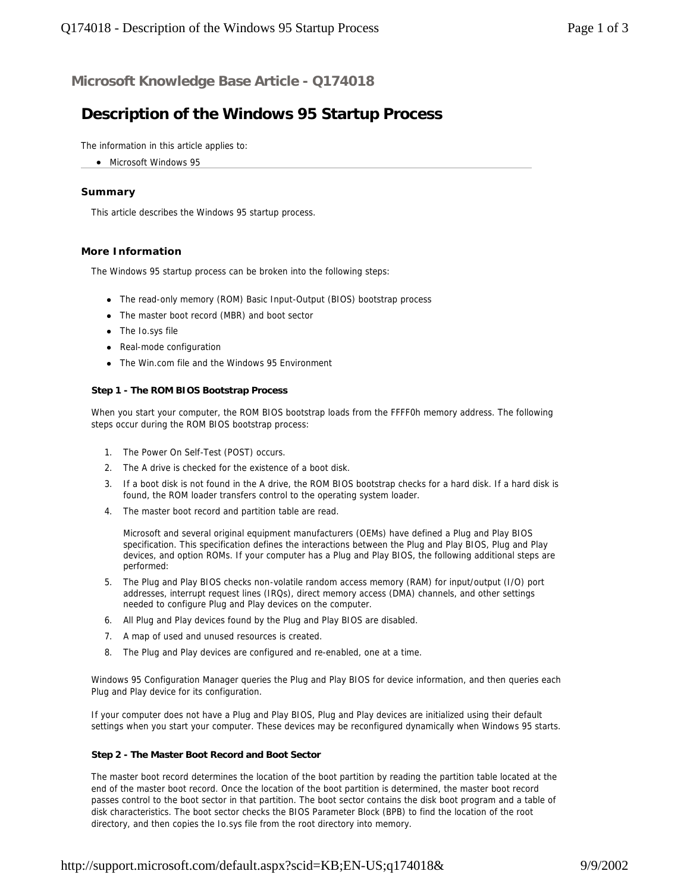## Microsoft Knowledge Base Article - Q174018

# Description of the Windows 95 Startup Process

The information in this article applies to:

- Microsoft Windows 95

### Summary

This article describes the Windows 95 startup process.

### More Information

The Windows 95 startup process can be broken into the following steps:

- The read-only memory (ROM) Basic Input-Output (BIOS) bootstrap process
- The master boot record (MBR) and boot sector
- The Io.sys file
- Real-mode configuration
- The Win.com file and the Windows 95 Environment

**Step 1 - The ROM BIOS Bootstrap Process**

When you start your computer, the ROM BIOS bootstrap loads from the FFFF0h memory address. The following steps occur during the ROM BIOS bootstrap process:

1. The Power On Self-Test (POST) occurs.
2. The A drive is checked for the existence of a boot disk.
3. If a boot disk is not found in the A drive, the ROM BIOS bootstrap checks for a hard disk. If a hard disk is found, the ROM loader transfers control to the operating system loader.
4. The master boot record and partition table are read.

   Microsoft and several original equipment manufacturers (OEMs) have defined a Plug and Play BIOS specification. This specification defines the interactions between the Plug and Play BIOS, Plug and Play devices, and option ROMs. If your computer has a Plug and Play BIOS, the following additional steps are performed:

5. The Plug and Play BIOS checks non-volatile random access memory (RAM) for input/output (I/O) port addresses, interrupt request lines (IRQs), direct memory access (DMA) channels, and other settings needed to configure Plug and Play devices on the computer.
6. All Plug and Play devices found by the Plug and Play BIOS are disabled.
7. A map of used and unused resources is created.
8. The Plug and Play devices are configured and re-enabled, one at a time.

Windows 95 Configuration Manager queries the Plug and Play BIOS for device information, and then queries each Plug and Play device for its configuration.

If your computer does not have a Plug and Play BIOS, Plug and Play devices are initialized using their default settings when you start your computer. These devices may be reconfigured dynamically when Windows 95 starts.

**Step 2 - The Master Boot Record and Boot Sector**

The master boot record determines the location of the boot partition by reading the partition table located at the end of the master boot record. Once the location of the boot partition is determined, the master boot record passes control to the boot sector in that partition. The boot sector contains the disk boot program and a table of disk characteristics. The boot sector checks the BIOS Parameter Block (BPB) to find the location of the root directory, and then copies the Io.sys file from the root directory into memory.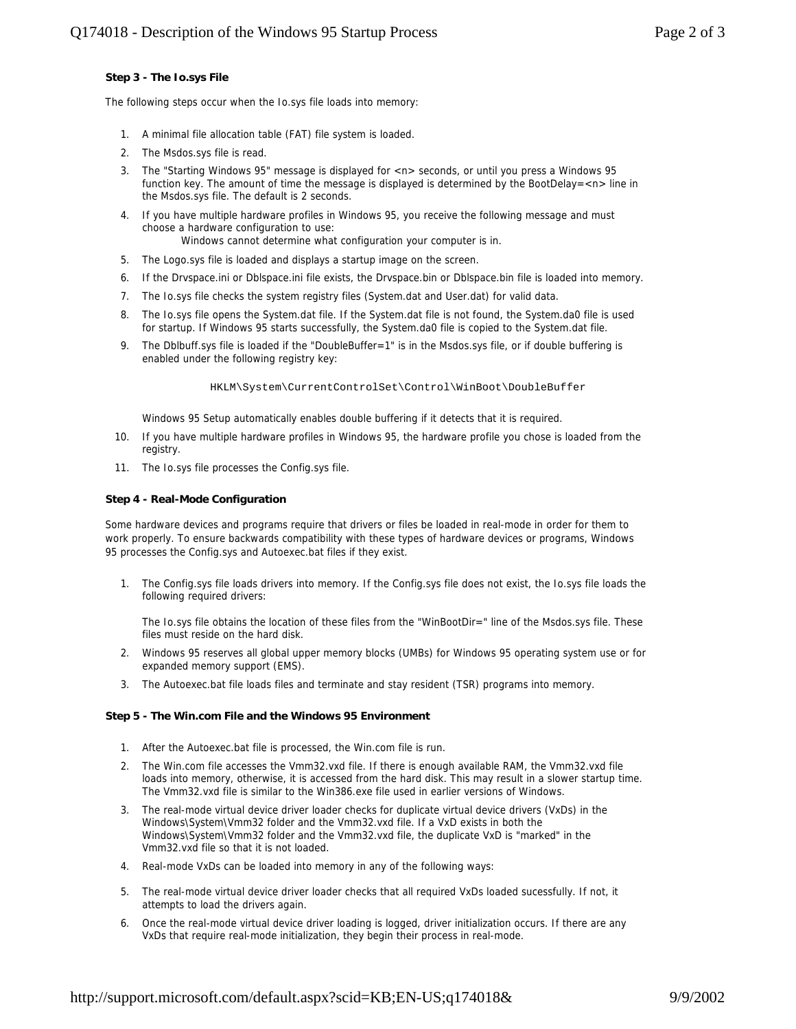**Step 3 - The Io.sys File**

The following steps occur when the Io.sys file loads into memory:

1. A minimal file allocation table (FAT) file system is loaded.
2. The Msdos.sys file is read.
3. The "Starting Windows 95" message is displayed for <n> seconds, or until you press a Windows 95 function key. The amount of time the message is displayed is determined by the BootDelay=<n> line in the Msdos.sys file. The default is 2 seconds.
4. If you have multiple hardware profiles in Windows 95, you receive the following message and must choose a hardware configuration to use:
   Windows cannot determine what configuration your computer is in.
5. The Logo.sys file is loaded and displays a startup image on the screen.
6. If the Drvspace.ini or Dblspace.ini file exists, the Drvspace.bin or Dblspace.bin file is loaded into memory.
7. The Io.sys file checks the system registry files (System.dat and User.dat) for valid data.
8. The Io.sys file opens the System.dat file. If the System.dat file is not found, the System.da0 file is used for startup. If Windows 95 starts successfully, the System.da0 file is copied to the System.dat file.
9. The Dblbuff.sys file is loaded if the "DoubleBuffer=1" is in the Msdos.sys file, or if double buffering is enabled under the following registry key:

   ```
   HKLM\System\CurrentControlSet\Control\WinBoot\DoubleBuffer
   ```

   Windows 95 Setup automatically enables double buffering if it detects that it is required.
10. If you have multiple hardware profiles in Windows 95, the hardware profile you chose is loaded from the registry.
11. The Io.sys file processes the Config.sys file.

**Step 4 - Real-Mode Configuration**

Some hardware devices and programs require that drivers or files be loaded in real-mode in order for them to work properly. To ensure backwards compatibility with these types of hardware devices or programs, Windows 95 processes the Config.sys and Autoexec.bat files if they exist.

1. The Config.sys file loads drivers into memory. If the Config.sys file does not exist, the Io.sys file loads the following required drivers:

   The Io.sys file obtains the location of these files from the "WinBootDir=" line of the Msdos.sys file. These files must reside on the hard disk.
2. Windows 95 reserves all global upper memory blocks (UMBs) for Windows 95 operating system use or for expanded memory support (EMS).
3. The Autoexec.bat file loads files and terminate and stay resident (TSR) programs into memory.

**Step 5 - The Win.com File and the Windows 95 Environment**

1. After the Autoexec.bat file is processed, the Win.com file is run.
2. The Win.com file accesses the Vmm32.vxd file. If there is enough available RAM, the Vmm32.vxd file loads into memory, otherwise, it is accessed from the hard disk. This may result in a slower startup time. The Vmm32.vxd file is similar to the Win386.exe file used in earlier versions of Windows.
3. The real-mode virtual device driver loader checks for duplicate virtual device drivers (VxDs) in the Windows\System\Vmm32 folder and the Vmm32.vxd file. If a VxD exists in both the Windows\System\Vmm32 folder and the Vmm32.vxd file, the duplicate VxD is "marked" in the Vmm32.vxd file so that it is not loaded.
4. Real-mode VxDs can be loaded into memory in any of the following ways:
5. The real-mode virtual device driver loader checks that all required VxDs loaded sucessfully. If not, it attempts to load the drivers again.
6. Once the real-mode virtual device driver loading is logged, driver initialization occurs. If there are any VxDs that require real-mode initialization, they begin their process in real-mode.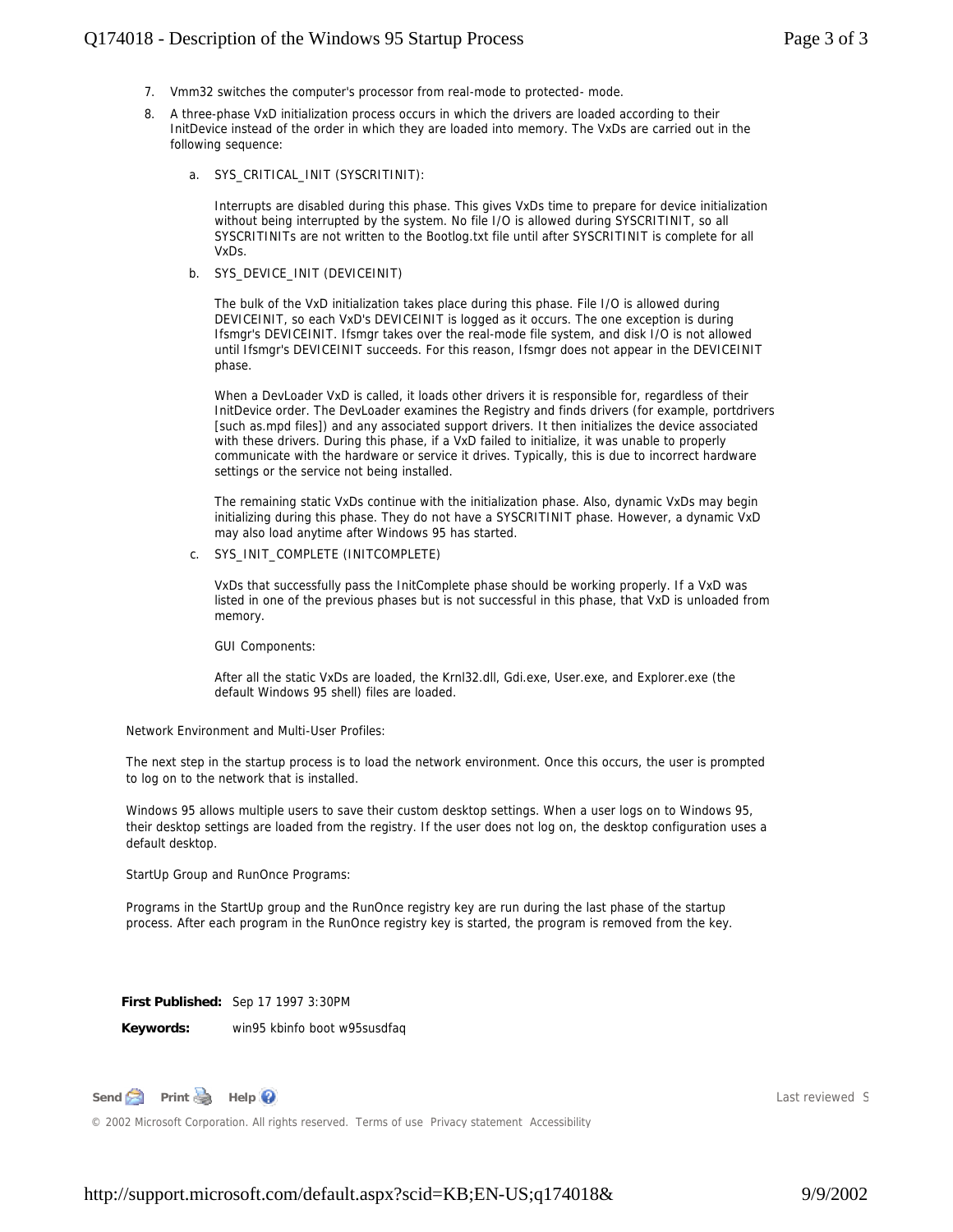7. Vmm32 switches the computer's processor from real-mode to protected- mode.
8. A three-phase VxD initialization process occurs in which the drivers are loaded according to their InitDevice instead of the order in which they are loaded into memory. The VxDs are carried out in the following sequence:

   a. SYS_CRITICAL_INIT (SYSCRITINIT):

      Interrupts are disabled during this phase. This gives VxDs time to prepare for device initialization without being interrupted by the system. No file I/O is allowed during SYSCRITINIT, so all SYSCRITINITs are not written to the Bootlog.txt file until after SYSCRITINIT is complete for all VxDs.

   b. SYS_DEVICE_INIT (DEVICEINIT)

      The bulk of the VxD initialization takes place during this phase. File I/O is allowed during DEVICEINIT, so each VxD's DEVICEINIT is logged as it occurs. The one exception is during Ifsmgr's DEVICEINIT. Ifsmgr takes over the real-mode file system, and disk I/O is not allowed until Ifsmgr's DEVICEINIT succeeds. For this reason, Ifsmgr does not appear in the DEVICEINIT phase.

      When a DevLoader VxD is called, it loads other drivers it is responsible for, regardless of their InitDevice order. The DevLoader examines the Registry and finds drivers (for example, portdrivers [such as.mpd files]) and any associated support drivers. It then initializes the device associated with these drivers. During this phase, if a VxD failed to initialize, it was unable to properly communicate with the hardware or service it drives. Typically, this is due to incorrect hardware settings or the service not being installed.

      The remaining static VxDs continue with the initialization phase. Also, dynamic VxDs may begin initializing during this phase. They do not have a SYSCRITINIT phase. However, a dynamic VxD may also load anytime after Windows 95 has started.

   c. SYS_INIT_COMPLETE (INITCOMPLETE)

      VxDs that successfully pass the InitComplete phase should be working properly. If a VxD was listed in one of the previous phases but is not successful in this phase, that VxD is unloaded from memory.

      GUI Components:

      After all the static VxDs are loaded, the Krnl32.dll, Gdi.exe, User.exe, and Explorer.exe (the default Windows 95 shell) files are loaded.

Network Environment and Multi-User Profiles:

The next step in the startup process is to load the network environment. Once this occurs, the user is prompted to log on to the network that is installed.

Windows 95 allows multiple users to save their custom desktop settings. When a user logs on to Windows 95, their desktop settings are loaded from the registry. If the user does not log on, the desktop configuration uses a default desktop.

StartUp Group and RunOnce Programs:

Programs in the StartUp group and the RunOnce registry key are run during the last phase of the startup process. After each program in the RunOnce registry key is started, the program is removed from the key.

**First Published:** Sep 17 1997 3:30PM

**Keywords:** win95 kbinfo boot w95susdfaq

Send Print Help — Last reviewed S

© 2002 Microsoft Corporation. All rights reserved. Terms of use Privacy statement Accessibility